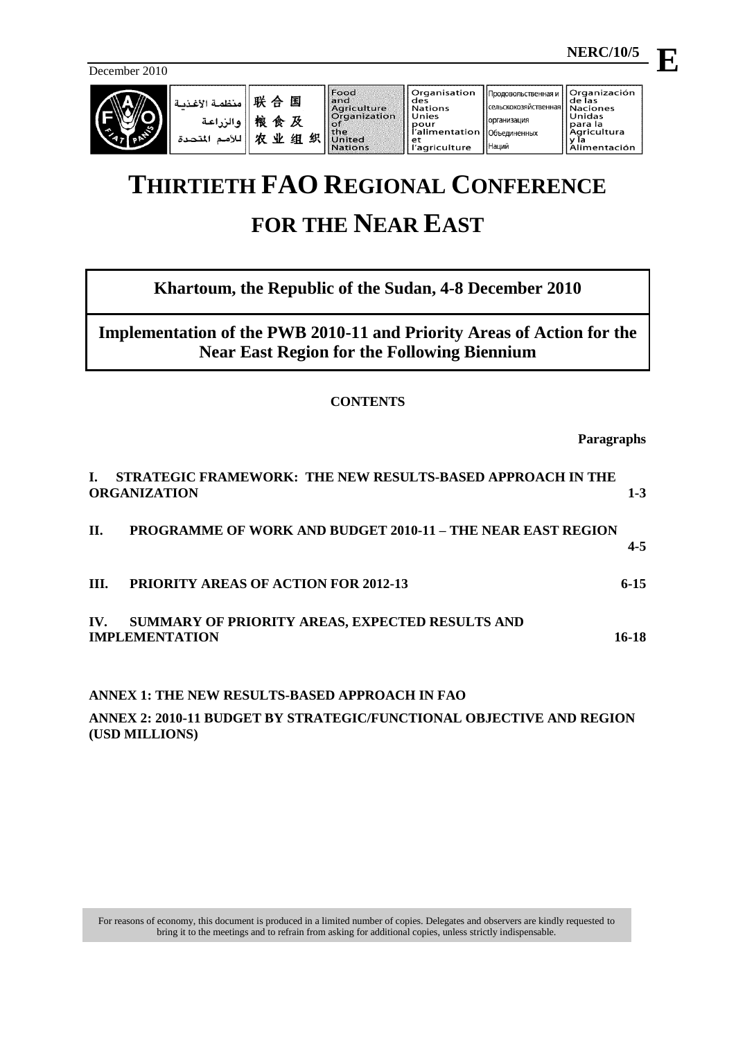December 2010

NERC/10/5 **E**

منظمة الأغذية والزراعة للأمم المتحدة | 联合国粮食及农业组织 | Food and Agriculture Organization of the United Nations | Organisation des Nations Unies pour l'alimentation et l'agriculture | Продовольственная и сельскохозяйственная организация Объединенных Наций | Organización de las Naciones Unidas para la Agricultura y la Alimentación

# THIRTIETH FAO REGIONAL CONFERENCE FOR THE NEAR EAST

## Khartoum, the Republic of the Sudan, 4-8 December 2010

## Implementation of the PWB 2010-11 and Priority Areas of Action for the Near East Region for the Following Biennium

**CONTENTS**

| | **Paragraphs** |
|---|---|
| **I. STRATEGIC FRAMEWORK: THE NEW RESULTS-BASED APPROACH IN THE ORGANIZATION** | **1-3** |
| **II. PROGRAMME OF WORK AND BUDGET 2010-11 – THE NEAR EAST REGION** | **4-5** |
| **III. PRIORITY AREAS OF ACTION FOR 2012-13** | **6-15** |
| **IV. SUMMARY OF PRIORITY AREAS, EXPECTED RESULTS AND IMPLEMENTATION** | **16-18** |

**ANNEX 1: THE NEW RESULTS-BASED APPROACH IN FAO**

**ANNEX 2: 2010-11 BUDGET BY STRATEGIC/FUNCTIONAL OBJECTIVE AND REGION (USD MILLIONS)**

For reasons of economy, this document is produced in a limited number of copies. Delegates and observers are kindly requested to bring it to the meetings and to refrain from asking for additional copies, unless strictly indispensable.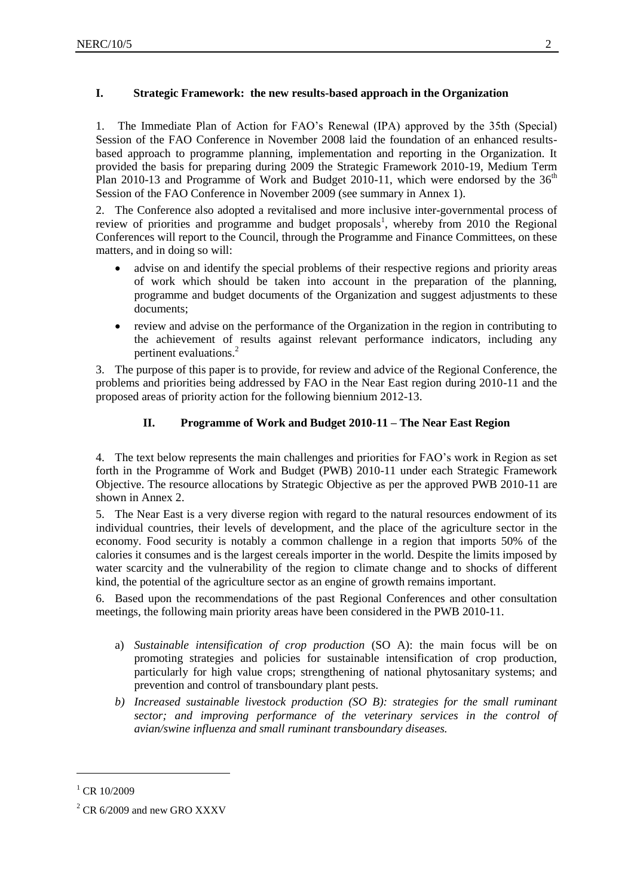## I. Strategic Framework: the new results-based approach in the Organization

1. The Immediate Plan of Action for FAO's Renewal (IPA) approved by the 35th (Special) Session of the FAO Conference in November 2008 laid the foundation of an enhanced results-based approach to programme planning, implementation and reporting in the Organization. It provided the basis for preparing during 2009 the Strategic Framework 2010-19, Medium Term Plan 2010-13 and Programme of Work and Budget 2010-11, which were endorsed by the 36th Session of the FAO Conference in November 2009 (see summary in Annex 1).

2. The Conference also adopted a revitalised and more inclusive inter-governmental process of review of priorities and programme and budget proposals[1], whereby from 2010 the Regional Conferences will report to the Council, through the Programme and Finance Committees, on these matters, and in doing so will:

- advise on and identify the special problems of their respective regions and priority areas of work which should be taken into account in the preparation of the planning, programme and budget documents of the Organization and suggest adjustments to these documents;
- review and advise on the performance of the Organization in the region in contributing to the achievement of results against relevant performance indicators, including any pertinent evaluations.[2]

3. The purpose of this paper is to provide, for review and advice of the Regional Conference, the problems and priorities being addressed by FAO in the Near East region during 2010-11 and the proposed areas of priority action for the following biennium 2012-13.

## II. Programme of Work and Budget 2010-11 – The Near East Region

4. The text below represents the main challenges and priorities for FAO's work in Region as set forth in the Programme of Work and Budget (PWB) 2010-11 under each Strategic Framework Objective. The resource allocations by Strategic Objective as per the approved PWB 2010-11 are shown in Annex 2.

5. The Near East is a very diverse region with regard to the natural resources endowment of its individual countries, their levels of development, and the place of the agriculture sector in the economy. Food security is notably a common challenge in a region that imports 50% of the calories it consumes and is the largest cereals importer in the world. Despite the limits imposed by water scarcity and the vulnerability of the region to climate change and to shocks of different kind, the potential of the agriculture sector as an engine of growth remains important.

6. Based upon the recommendations of the past Regional Conferences and other consultation meetings, the following main priority areas have been considered in the PWB 2010-11.

a) *Sustainable intensification of crop production* (SO A): the main focus will be on promoting strategies and policies for sustainable intensification of crop production, particularly for high value crops; strengthening of national phytosanitary systems; and prevention and control of transboundary plant pests.

b) *Increased sustainable livestock production (SO B): strategies for the small ruminant sector; and improving performance of the veterinary services in the control of avian/swine influenza and small ruminant transboundary diseases.*

---

[1] CR 10/2009

[2] CR 6/2009 and new GRO XXXV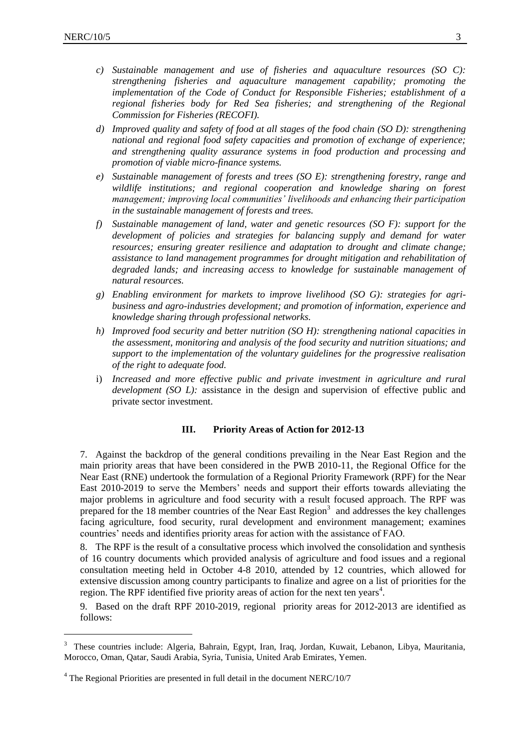c) *Sustainable management and use of fisheries and aquaculture resources (SO C): strengthening fisheries and aquaculture management capability; promoting the implementation of the Code of Conduct for Responsible Fisheries; establishment of a regional fisheries body for Red Sea fisheries; and strengthening of the Regional Commission for Fisheries (RECOFI).*

d) *Improved quality and safety of food at all stages of the food chain (SO D): strengthening national and regional food safety capacities and promotion of exchange of experience; and strengthening quality assurance systems in food production and processing and promotion of viable micro-finance systems.*

e) *Sustainable management of forests and trees (SO E): strengthening forestry, range and wildlife institutions; and regional cooperation and knowledge sharing on forest management; improving local communities' livelihoods and enhancing their participation in the sustainable management of forests and trees.*

f) *Sustainable management of land, water and genetic resources (SO F): support for the development of policies and strategies for balancing supply and demand for water resources; ensuring greater resilience and adaptation to drought and climate change; assistance to land management programmes for drought mitigation and rehabilitation of degraded lands; and increasing access to knowledge for sustainable management of natural resources.*

g) *Enabling environment for markets to improve livelihood (SO G): strategies for agri-business and agro-industries development; and promotion of information, experience and knowledge sharing through professional networks.*

h) *Improved food security and better nutrition (SO H): strengthening national capacities in the assessment, monitoring and analysis of the food security and nutrition situations; and support to the implementation of the voluntary guidelines for the progressive realisation of the right to adequate food.*

i) *Increased and more effective public and private investment in agriculture and rural development (SO L):* assistance in the design and supervision of effective public and private sector investment.

## III. Priority Areas of Action for 2012-13

7. Against the backdrop of the general conditions prevailing in the Near East Region and the main priority areas that have been considered in the PWB 2010-11, the Regional Office for the Near East (RNE) undertook the formulation of a Regional Priority Framework (RPF) for the Near East 2010-2019 to serve the Members' needs and support their efforts towards alleviating the major problems in agriculture and food security with a result focused approach. The RPF was prepared for the 18 member countries of the Near East Region[3] and addresses the key challenges facing agriculture, food security, rural development and environment management; examines countries' needs and identifies priority areas for action with the assistance of FAO.

8. The RPF is the result of a consultative process which involved the consolidation and synthesis of 16 country documents which provided analysis of agriculture and food issues and a regional consultation meeting held in October 4-8 2010, attended by 12 countries, which allowed for extensive discussion among country participants to finalize and agree on a list of priorities for the region. The RPF identified five priority areas of action for the next ten years[4].

9. Based on the draft RPF 2010-2019, regional priority areas for 2012-2013 are identified as follows:

---

[3] These countries include: Algeria, Bahrain, Egypt, Iran, Iraq, Jordan, Kuwait, Lebanon, Libya, Mauritania, Morocco, Oman, Qatar, Saudi Arabia, Syria, Tunisia, United Arab Emirates, Yemen.

[4] The Regional Priorities are presented in full detail in the document NERC/10/7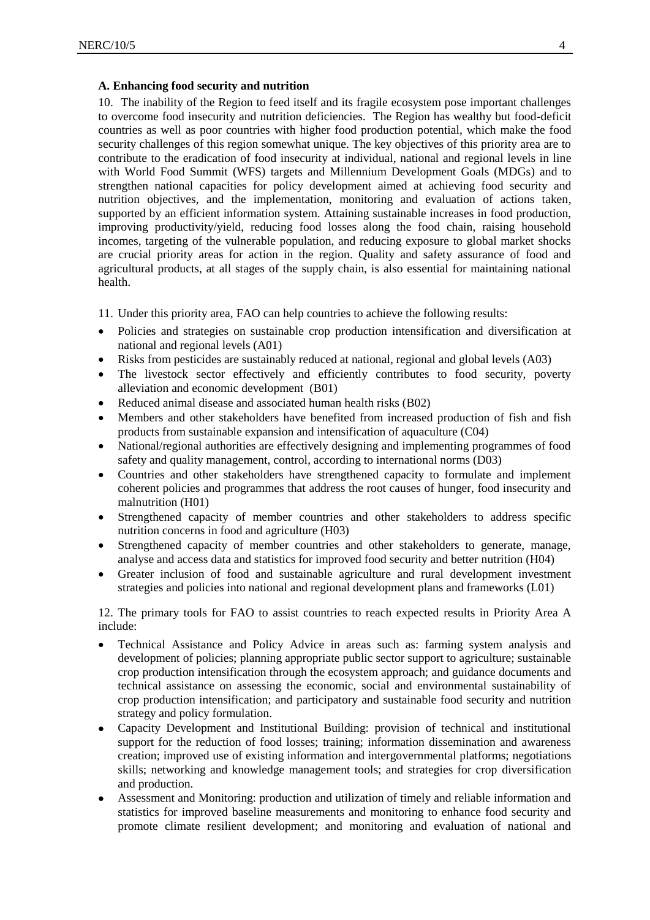**A. Enhancing food security and nutrition**

10. The inability of the Region to feed itself and its fragile ecosystem pose important challenges to overcome food insecurity and nutrition deficiencies. The Region has wealthy but food-deficit countries as well as poor countries with higher food production potential, which make the food security challenges of this region somewhat unique. The key objectives of this priority area are to contribute to the eradication of food insecurity at individual, national and regional levels in line with World Food Summit (WFS) targets and Millennium Development Goals (MDGs) and to strengthen national capacities for policy development aimed at achieving food security and nutrition objectives, and the implementation, monitoring and evaluation of actions taken, supported by an efficient information system. Attaining sustainable increases in food production, improving productivity/yield, reducing food losses along the food chain, raising household incomes, targeting of the vulnerable population, and reducing exposure to global market shocks are crucial priority areas for action in the region. Quality and safety assurance of food and agricultural products, at all stages of the supply chain, is also essential for maintaining national health.

11. Under this priority area, FAO can help countries to achieve the following results:

- Policies and strategies on sustainable crop production intensification and diversification at national and regional levels (A01)
- Risks from pesticides are sustainably reduced at national, regional and global levels (A03)
- The livestock sector effectively and efficiently contributes to food security, poverty alleviation and economic development (B01)
- Reduced animal disease and associated human health risks (B02)
- Members and other stakeholders have benefited from increased production of fish and fish products from sustainable expansion and intensification of aquaculture (C04)
- National/regional authorities are effectively designing and implementing programmes of food safety and quality management, control, according to international norms (D03)
- Countries and other stakeholders have strengthened capacity to formulate and implement coherent policies and programmes that address the root causes of hunger, food insecurity and malnutrition (H01)
- Strengthened capacity of member countries and other stakeholders to address specific nutrition concerns in food and agriculture (H03)
- Strengthened capacity of member countries and other stakeholders to generate, manage, analyse and access data and statistics for improved food security and better nutrition (H04)
- Greater inclusion of food and sustainable agriculture and rural development investment strategies and policies into national and regional development plans and frameworks (L01)

12. The primary tools for FAO to assist countries to reach expected results in Priority Area A include:

- Technical Assistance and Policy Advice in areas such as: farming system analysis and development of policies; planning appropriate public sector support to agriculture; sustainable crop production intensification through the ecosystem approach; and guidance documents and technical assistance on assessing the economic, social and environmental sustainability of crop production intensification; and participatory and sustainable food security and nutrition strategy and policy formulation.
- Capacity Development and Institutional Building: provision of technical and institutional support for the reduction of food losses; training; information dissemination and awareness creation; improved use of existing information and intergovernmental platforms; negotiations skills; networking and knowledge management tools; and strategies for crop diversification and production.
- Assessment and Monitoring: production and utilization of timely and reliable information and statistics for improved baseline measurements and monitoring to enhance food security and promote climate resilient development; and monitoring and evaluation of national and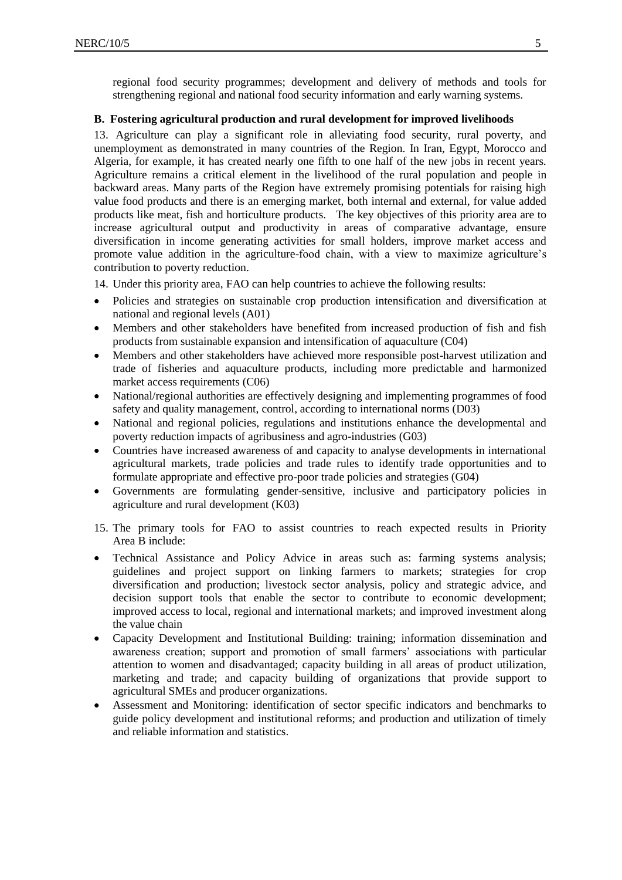regional food security programmes; development and delivery of methods and tools for strengthening regional and national food security information and early warning systems.

**B. Fostering agricultural production and rural development for improved livelihoods**

13. Agriculture can play a significant role in alleviating food security, rural poverty, and unemployment as demonstrated in many countries of the Region. In Iran, Egypt, Morocco and Algeria, for example, it has created nearly one fifth to one half of the new jobs in recent years. Agriculture remains a critical element in the livelihood of the rural population and people in backward areas. Many parts of the Region have extremely promising potentials for raising high value food products and there is an emerging market, both internal and external, for value added products like meat, fish and horticulture products. The key objectives of this priority area are to increase agricultural output and productivity in areas of comparative advantage, ensure diversification in income generating activities for small holders, improve market access and promote value addition in the agriculture-food chain, with a view to maximize agriculture's contribution to poverty reduction.

14. Under this priority area, FAO can help countries to achieve the following results:

- Policies and strategies on sustainable crop production intensification and diversification at national and regional levels (A01)
- Members and other stakeholders have benefited from increased production of fish and fish products from sustainable expansion and intensification of aquaculture (C04)
- Members and other stakeholders have achieved more responsible post-harvest utilization and trade of fisheries and aquaculture products, including more predictable and harmonized market access requirements (C06)
- National/regional authorities are effectively designing and implementing programmes of food safety and quality management, control, according to international norms (D03)
- National and regional policies, regulations and institutions enhance the developmental and poverty reduction impacts of agribusiness and agro-industries (G03)
- Countries have increased awareness of and capacity to analyse developments in international agricultural markets, trade policies and trade rules to identify trade opportunities and to formulate appropriate and effective pro-poor trade policies and strategies (G04)
- Governments are formulating gender-sensitive, inclusive and participatory policies in agriculture and rural development (K03)

15. The primary tools for FAO to assist countries to reach expected results in Priority Area B include:

- Technical Assistance and Policy Advice in areas such as: farming systems analysis; guidelines and project support on linking farmers to markets; strategies for crop diversification and production; livestock sector analysis, policy and strategic advice, and decision support tools that enable the sector to contribute to economic development; improved access to local, regional and international markets; and improved investment along the value chain
- Capacity Development and Institutional Building: training; information dissemination and awareness creation; support and promotion of small farmers' associations with particular attention to women and disadvantaged; capacity building in all areas of product utilization, marketing and trade; and capacity building of organizations that provide support to agricultural SMEs and producer organizations.
- Assessment and Monitoring: identification of sector specific indicators and benchmarks to guide policy development and institutional reforms; and production and utilization of timely and reliable information and statistics.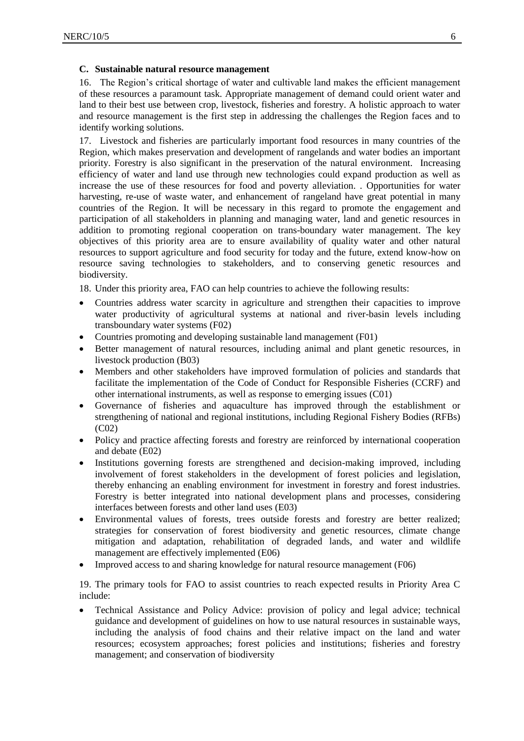### C. Sustainable natural resource management

16. The Region's critical shortage of water and cultivable land makes the efficient management of these resources a paramount task. Appropriate management of demand could orient water and land to their best use between crop, livestock, fisheries and forestry. A holistic approach to water and resource management is the first step in addressing the challenges the Region faces and to identify working solutions.

17. Livestock and fisheries are particularly important food resources in many countries of the Region, which makes preservation and development of rangelands and water bodies an important priority. Forestry is also significant in the preservation of the natural environment. Increasing efficiency of water and land use through new technologies could expand production as well as increase the use of these resources for food and poverty alleviation. . Opportunities for water harvesting, re-use of waste water, and enhancement of rangeland have great potential in many countries of the Region. It will be necessary in this regard to promote the engagement and participation of all stakeholders in planning and managing water, land and genetic resources in addition to promoting regional cooperation on trans-boundary water management. The key objectives of this priority area are to ensure availability of quality water and other natural resources to support agriculture and food security for today and the future, extend know-how on resource saving technologies to stakeholders, and to conserving genetic resources and biodiversity.

18. Under this priority area, FAO can help countries to achieve the following results:

- Countries address water scarcity in agriculture and strengthen their capacities to improve water productivity of agricultural systems at national and river-basin levels including transboundary water systems (F02)
- Countries promoting and developing sustainable land management (F01)
- Better management of natural resources, including animal and plant genetic resources, in livestock production (B03)
- Members and other stakeholders have improved formulation of policies and standards that facilitate the implementation of the Code of Conduct for Responsible Fisheries (CCRF) and other international instruments, as well as response to emerging issues (C01)
- Governance of fisheries and aquaculture has improved through the establishment or strengthening of national and regional institutions, including Regional Fishery Bodies (RFBs) (C02)
- Policy and practice affecting forests and forestry are reinforced by international cooperation and debate (E02)
- Institutions governing forests are strengthened and decision-making improved, including involvement of forest stakeholders in the development of forest policies and legislation, thereby enhancing an enabling environment for investment in forestry and forest industries. Forestry is better integrated into national development plans and processes, considering interfaces between forests and other land uses (E03)
- Environmental values of forests, trees outside forests and forestry are better realized; strategies for conservation of forest biodiversity and genetic resources, climate change mitigation and adaptation, rehabilitation of degraded lands, and water and wildlife management are effectively implemented (E06)
- Improved access to and sharing knowledge for natural resource management (F06)

19. The primary tools for FAO to assist countries to reach expected results in Priority Area C include:

- Technical Assistance and Policy Advice: provision of policy and legal advice; technical guidance and development of guidelines on how to use natural resources in sustainable ways, including the analysis of food chains and their relative impact on the land and water resources; ecosystem approaches; forest policies and institutions; fisheries and forestry management; and conservation of biodiversity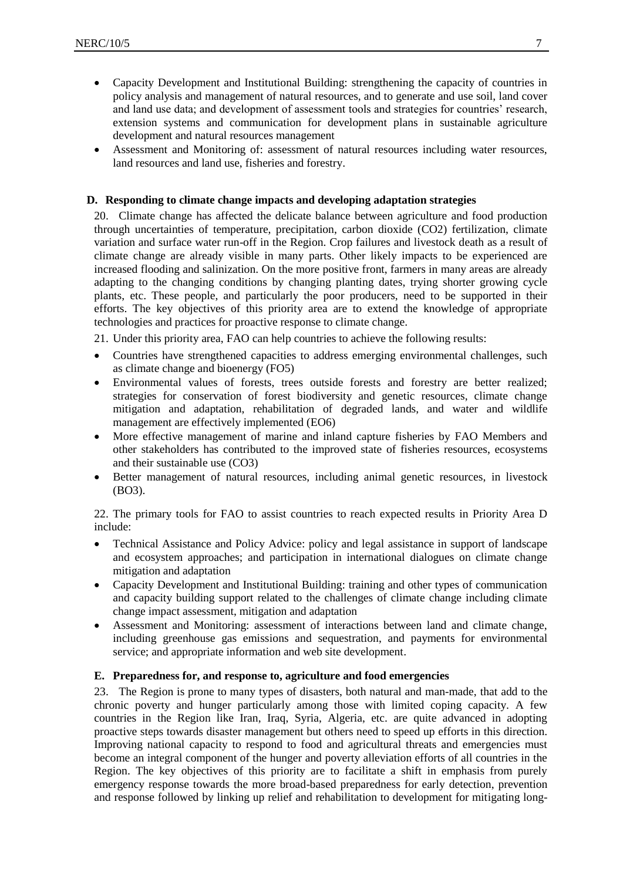- Capacity Development and Institutional Building: strengthening the capacity of countries in policy analysis and management of natural resources, and to generate and use soil, land cover and land use data; and development of assessment tools and strategies for countries' research, extension systems and communication for development plans in sustainable agriculture development and natural resources management
- Assessment and Monitoring of: assessment of natural resources including water resources, land resources and land use, fisheries and forestry.

### D. Responding to climate change impacts and developing adaptation strategies

20. Climate change has affected the delicate balance between agriculture and food production through uncertainties of temperature, precipitation, carbon dioxide ($CO_2$) fertilization, climate variation and surface water run-off in the Region. Crop failures and livestock death as a result of climate change are already visible in many parts. Other likely impacts to be experienced are increased flooding and salinization. On the more positive front, farmers in many areas are already adapting to the changing conditions by changing planting dates, trying shorter growing cycle plants, etc. These people, and particularly the poor producers, need to be supported in their efforts. The key objectives of this priority area are to extend the knowledge of appropriate technologies and practices for proactive response to climate change.

21. Under this priority area, FAO can help countries to achieve the following results:

- Countries have strengthened capacities to address emerging environmental challenges, such as climate change and bioenergy (FO5)
- Environmental values of forests, trees outside forests and forestry are better realized; strategies for conservation of forest biodiversity and genetic resources, climate change mitigation and adaptation, rehabilitation of degraded lands, and water and wildlife management are effectively implemented (EO6)
- More effective management of marine and inland capture fisheries by FAO Members and other stakeholders has contributed to the improved state of fisheries resources, ecosystems and their sustainable use (CO3)
- Better management of natural resources, including animal genetic resources, in livestock (BO3).

22. The primary tools for FAO to assist countries to reach expected results in Priority Area D include:

- Technical Assistance and Policy Advice: policy and legal assistance in support of landscape and ecosystem approaches; and participation in international dialogues on climate change mitigation and adaptation
- Capacity Development and Institutional Building: training and other types of communication and capacity building support related to the challenges of climate change including climate change impact assessment, mitigation and adaptation
- Assessment and Monitoring: assessment of interactions between land and climate change, including greenhouse gas emissions and sequestration, and payments for environmental service; and appropriate information and web site development.

### E. Preparedness for, and response to, agriculture and food emergencies

23. The Region is prone to many types of disasters, both natural and man-made, that add to the chronic poverty and hunger particularly among those with limited coping capacity. A few countries in the Region like Iran, Iraq, Syria, Algeria, etc. are quite advanced in adopting proactive steps towards disaster management but others need to speed up efforts in this direction. Improving national capacity to respond to food and agricultural threats and emergencies must become an integral component of the hunger and poverty alleviation efforts of all countries in the Region. The key objectives of this priority are to facilitate a shift in emphasis from purely emergency response towards the more broad-based preparedness for early detection, prevention and response followed by linking up relief and rehabilitation to development for mitigating long-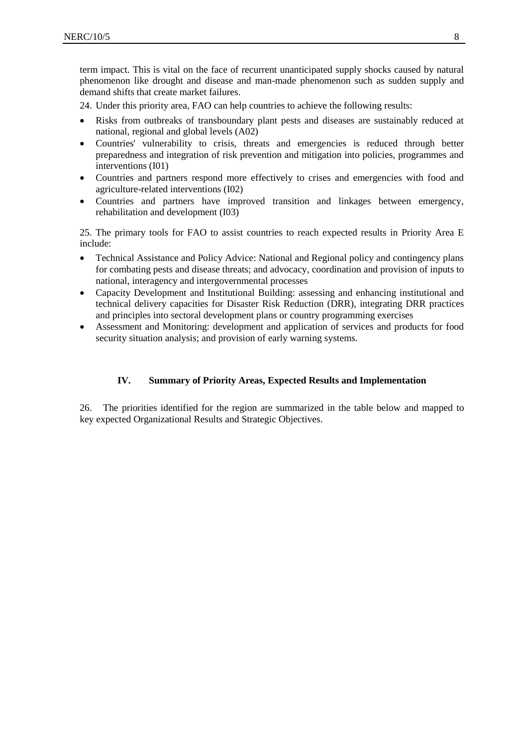term impact. This is vital on the face of recurrent unanticipated supply shocks caused by natural phenomenon like drought and disease and man-made phenomenon such as sudden supply and demand shifts that create market failures.

24. Under this priority area, FAO can help countries to achieve the following results:

- Risks from outbreaks of transboundary plant pests and diseases are sustainably reduced at national, regional and global levels (A02)
- Countries' vulnerability to crisis, threats and emergencies is reduced through better preparedness and integration of risk prevention and mitigation into policies, programmes and interventions (I01)
- Countries and partners respond more effectively to crises and emergencies with food and agriculture-related interventions (I02)
- Countries and partners have improved transition and linkages between emergency, rehabilitation and development (I03)

25. The primary tools for FAO to assist countries to reach expected results in Priority Area E include:

- Technical Assistance and Policy Advice: National and Regional policy and contingency plans for combating pests and disease threats; and advocacy, coordination and provision of inputs to national, interagency and intergovernmental processes
- Capacity Development and Institutional Building: assessing and enhancing institutional and technical delivery capacities for Disaster Risk Reduction (DRR), integrating DRR practices and principles into sectoral development plans or country programming exercises
- Assessment and Monitoring: development and application of services and products for food security situation analysis; and provision of early warning systems.

## IV. Summary of Priority Areas, Expected Results and Implementation

26. The priorities identified for the region are summarized in the table below and mapped to key expected Organizational Results and Strategic Objectives.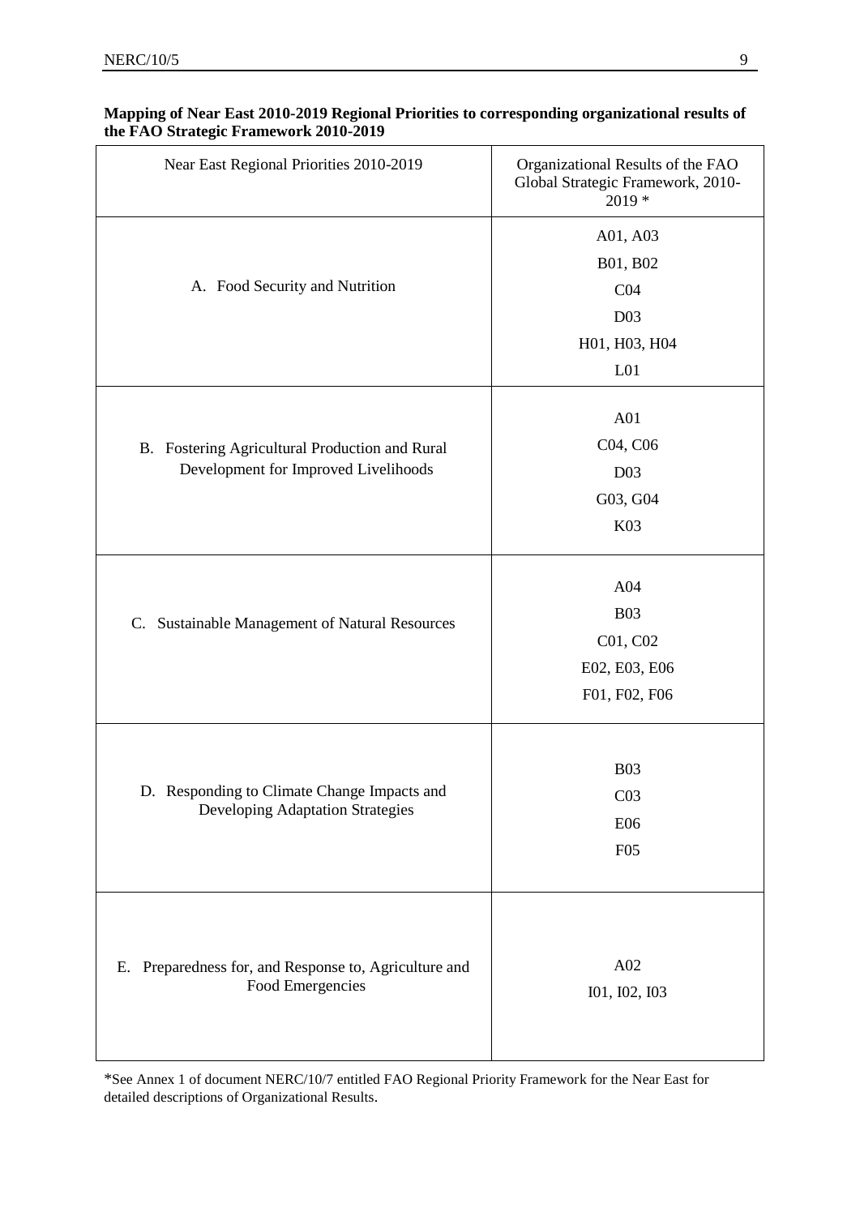**Mapping of Near East 2010-2019 Regional Priorities to corresponding organizational results of the FAO Strategic Framework 2010-2019**

| Near East Regional Priorities 2010-2019 | Organizational Results of the FAO Global Strategic Framework, 2010-2019 * |
|---|---|
| A. Food Security and Nutrition | A01, A03<br>B01, B02<br>C04<br>D03<br>H01, H03, H04<br>L01 |
| B. Fostering Agricultural Production and Rural Development for Improved Livelihoods | A01<br>C04, C06<br>D03<br>G03, G04<br>K03 |
| C. Sustainable Management of Natural Resources | A04<br>B03<br>C01, C02<br>E02, E03, E06<br>F01, F02, F06 |
| D. Responding to Climate Change Impacts and Developing Adaptation Strategies | B03<br>C03<br>E06<br>F05 |
| E. Preparedness for, and Response to, Agriculture and Food Emergencies | A02<br>I01, I02, I03 |

*See Annex 1 of document NERC/10/7 entitled FAO Regional Priority Framework for the Near East for detailed descriptions of Organizational Results.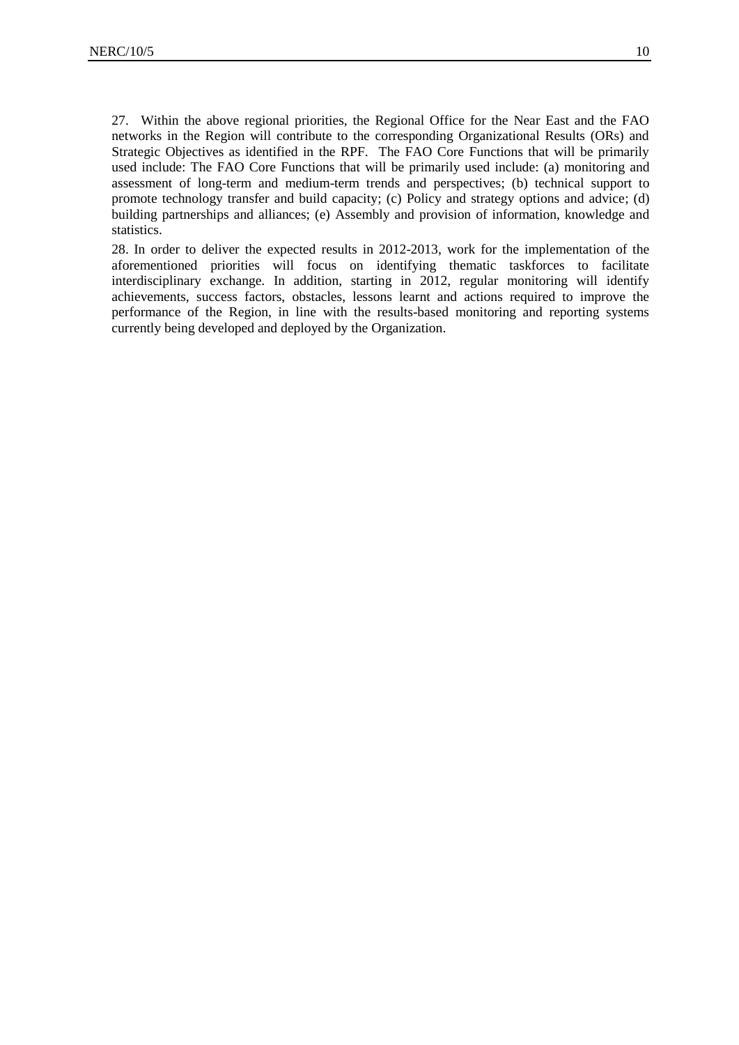27. Within the above regional priorities, the Regional Office for the Near East and the FAO networks in the Region will contribute to the corresponding Organizational Results (ORs) and Strategic Objectives as identified in the RPF. The FAO Core Functions that will be primarily used include: The FAO Core Functions that will be primarily used include: (a) monitoring and assessment of long-term and medium-term trends and perspectives; (b) technical support to promote technology transfer and build capacity; (c) Policy and strategy options and advice; (d) building partnerships and alliances; (e) Assembly and provision of information, knowledge and statistics.

28. In order to deliver the expected results in 2012-2013, work for the implementation of the aforementioned priorities will focus on identifying thematic taskforces to facilitate interdisciplinary exchange. In addition, starting in 2012, regular monitoring will identify achievements, success factors, obstacles, lessons learnt and actions required to improve the performance of the Region, in line with the results-based monitoring and reporting systems currently being developed and deployed by the Organization.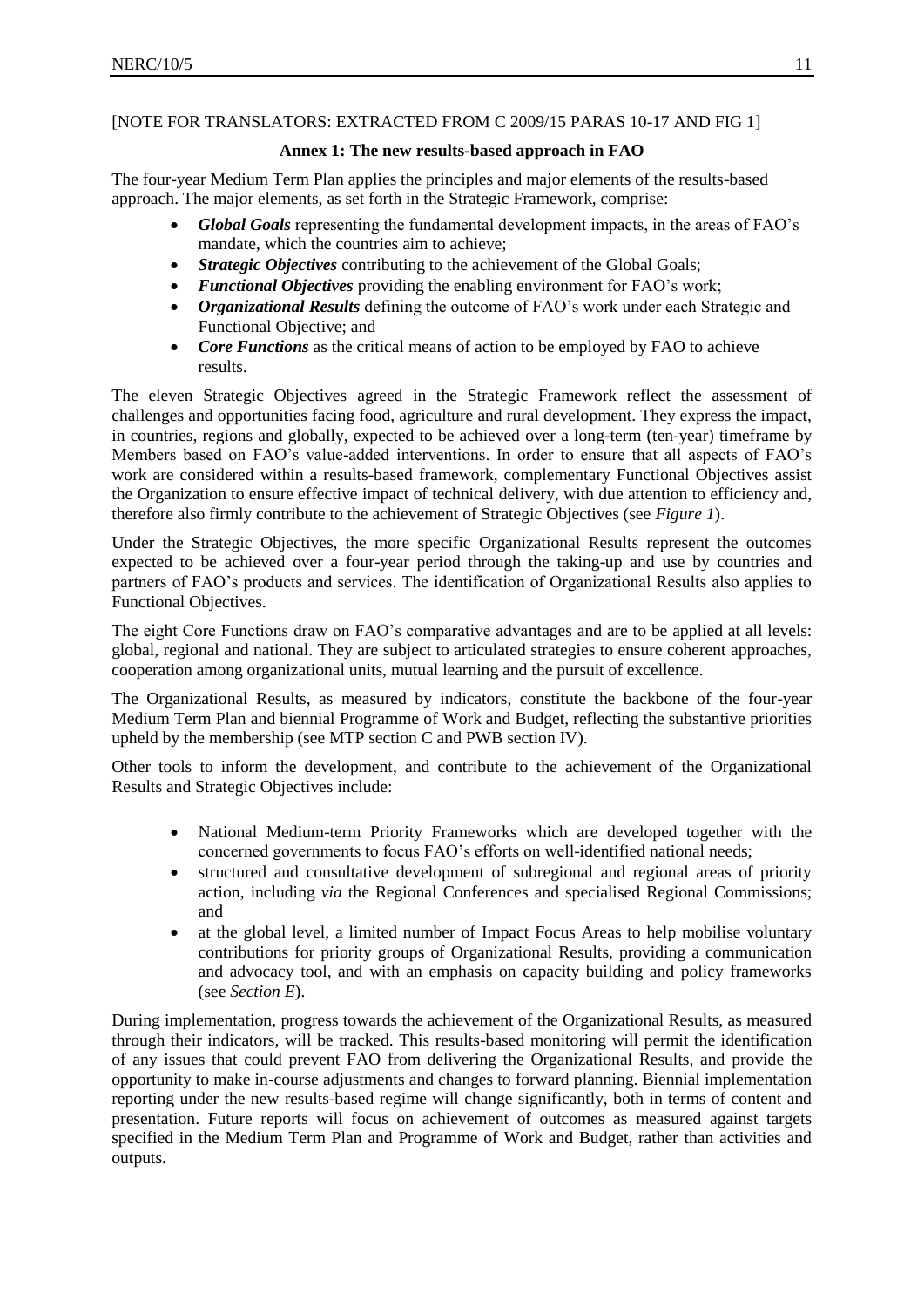[NOTE FOR TRANSLATORS: EXTRACTED FROM C 2009/15 PARAS 10-17 AND FIG 1]

## Annex 1: The new results-based approach in FAO

The four-year Medium Term Plan applies the principles and major elements of the results-based approach. The major elements, as set forth in the Strategic Framework, comprise:

- ***Global Goals*** representing the fundamental development impacts, in the areas of FAO's mandate, which the countries aim to achieve;
- ***Strategic Objectives*** contributing to the achievement of the Global Goals;
- ***Functional Objectives*** providing the enabling environment for FAO's work;
- ***Organizational Results*** defining the outcome of FAO's work under each Strategic and Functional Objective; and
- ***Core Functions*** as the critical means of action to be employed by FAO to achieve results.

The eleven Strategic Objectives agreed in the Strategic Framework reflect the assessment of challenges and opportunities facing food, agriculture and rural development. They express the impact, in countries, regions and globally, expected to be achieved over a long-term (ten-year) timeframe by Members based on FAO's value-added interventions. In order to ensure that all aspects of FAO's work are considered within a results-based framework, complementary Functional Objectives assist the Organization to ensure effective impact of technical delivery, with due attention to efficiency and, therefore also firmly contribute to the achievement of Strategic Objectives (see *Figure 1*).

Under the Strategic Objectives, the more specific Organizational Results represent the outcomes expected to be achieved over a four-year period through the taking-up and use by countries and partners of FAO's products and services. The identification of Organizational Results also applies to Functional Objectives.

The eight Core Functions draw on FAO's comparative advantages and are to be applied at all levels: global, regional and national. They are subject to articulated strategies to ensure coherent approaches, cooperation among organizational units, mutual learning and the pursuit of excellence.

The Organizational Results, as measured by indicators, constitute the backbone of the four-year Medium Term Plan and biennial Programme of Work and Budget, reflecting the substantive priorities upheld by the membership (see MTP section C and PWB section IV).

Other tools to inform the development, and contribute to the achievement of the Organizational Results and Strategic Objectives include:

- National Medium-term Priority Frameworks which are developed together with the concerned governments to focus FAO's efforts on well-identified national needs;
- structured and consultative development of subregional and regional areas of priority action, including *via* the Regional Conferences and specialised Regional Commissions; and
- at the global level, a limited number of Impact Focus Areas to help mobilise voluntary contributions for priority groups of Organizational Results, providing a communication and advocacy tool, and with an emphasis on capacity building and policy frameworks (see *Section E*).

During implementation, progress towards the achievement of the Organizational Results, as measured through their indicators, will be tracked. This results-based monitoring will permit the identification of any issues that could prevent FAO from delivering the Organizational Results, and provide the opportunity to make in-course adjustments and changes to forward planning. Biennial implementation reporting under the new results-based regime will change significantly, both in terms of content and presentation. Future reports will focus on achievement of outcomes as measured against targets specified in the Medium Term Plan and Programme of Work and Budget, rather than activities and outputs.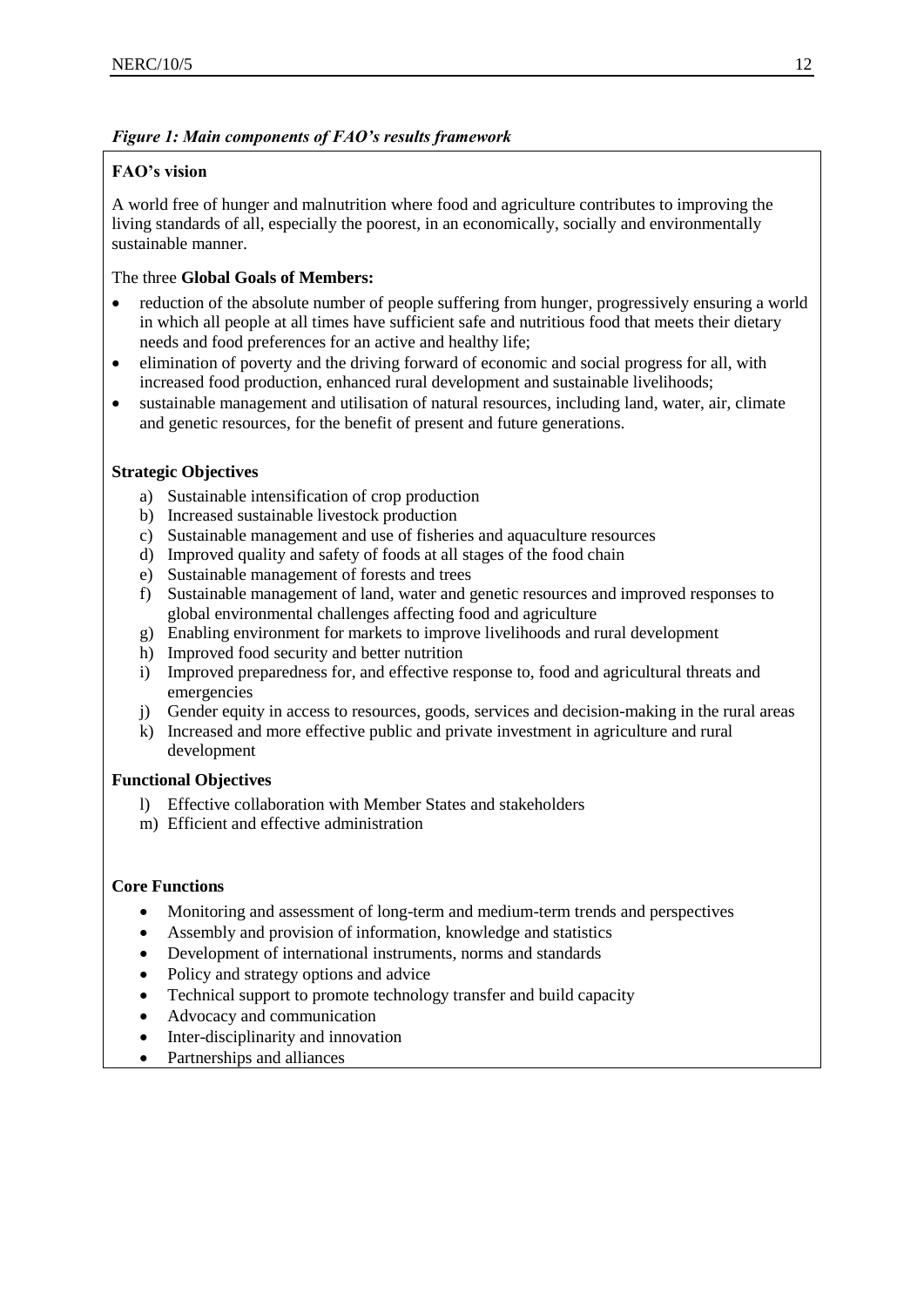***Figure 1: Main components of FAO's results framework***

**FAO's vision**

A world free of hunger and malnutrition where food and agriculture contributes to improving the living standards of all, especially the poorest, in an economically, socially and environmentally sustainable manner.

The three **Global Goals of Members:**

- reduction of the absolute number of people suffering from hunger, progressively ensuring a world in which all people at all times have sufficient safe and nutritious food that meets their dietary needs and food preferences for an active and healthy life;
- elimination of poverty and the driving forward of economic and social progress for all, with increased food production, enhanced rural development and sustainable livelihoods;
- sustainable management and utilisation of natural resources, including land, water, air, climate and genetic resources, for the benefit of present and future generations.

**Strategic Objectives**

a) Sustainable intensification of crop production
b) Increased sustainable livestock production
c) Sustainable management and use of fisheries and aquaculture resources
d) Improved quality and safety of foods at all stages of the food chain
e) Sustainable management of forests and trees
f) Sustainable management of land, water and genetic resources and improved responses to global environmental challenges affecting food and agriculture
g) Enabling environment for markets to improve livelihoods and rural development
h) Improved food security and better nutrition
i) Improved preparedness for, and effective response to, food and agricultural threats and emergencies
j) Gender equity in access to resources, goods, services and decision-making in the rural areas
k) Increased and more effective public and private investment in agriculture and rural development

**Functional Objectives**

l) Effective collaboration with Member States and stakeholders
m) Efficient and effective administration

**Core Functions**

- Monitoring and assessment of long-term and medium-term trends and perspectives
- Assembly and provision of information, knowledge and statistics
- Development of international instruments, norms and standards
- Policy and strategy options and advice
- Technical support to promote technology transfer and build capacity
- Advocacy and communication
- Inter-disciplinarity and innovation
- Partnerships and alliances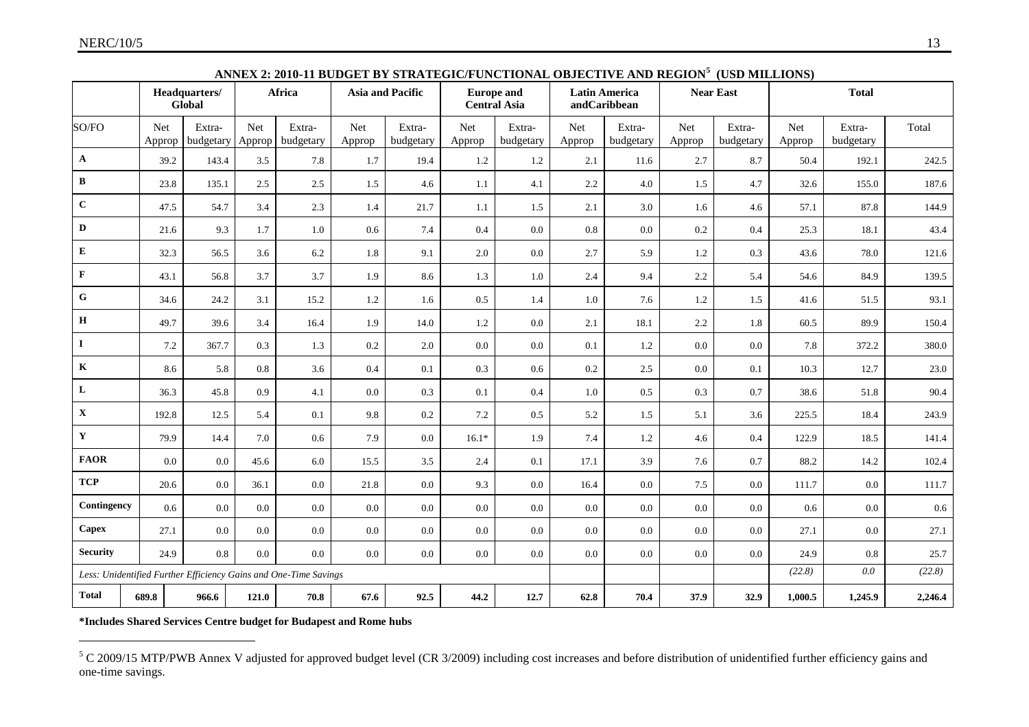## ANNEX 2: 2010-11 BUDGET BY STRATEGIC/FUNCTIONAL OBJECTIVE AND REGION[5] (USD MILLIONS)

| | Headquarters/ Global | | Africa | | Asia and Pacific | | Europe and Central Asia | | Latin America andCaribbean | | Near East | | Total | | |
|---|---|---|---|---|---|---|---|---|---|---|---|---|---|---|---|
| SO/FO | Net Approp | Extra-budgetary | Net Approp | Extra-budgetary | Net Approp | Extra-budgetary | Net Approp | Extra-budgetary | Net Approp | Extra-budgetary | Net Approp | Extra-budgetary | Net Approp | Extra-budgetary | Total |
| **A** | 39.2 | 143.4 | 3.5 | 7.8 | 1.7 | 19.4 | 1.2 | 1.2 | 2.1 | 11.6 | 2.7 | 8.7 | 50.4 | 192.1 | 242.5 |
| **B** | 23.8 | 135.1 | 2.5 | 2.5 | 1.5 | 4.6 | 1.1 | 4.1 | 2.2 | 4.0 | 1.5 | 4.7 | 32.6 | 155.0 | 187.6 |
| **C** | 47.5 | 54.7 | 3.4 | 2.3 | 1.4 | 21.7 | 1.1 | 1.5 | 2.1 | 3.0 | 1.6 | 4.6 | 57.1 | 87.8 | 144.9 |
| **D** | 21.6 | 9.3 | 1.7 | 1.0 | 0.6 | 7.4 | 0.4 | 0.0 | 0.8 | 0.0 | 0.2 | 0.4 | 25.3 | 18.1 | 43.4 |
| **E** | 32.3 | 56.5 | 3.6 | 6.2 | 1.8 | 9.1 | 2.0 | 0.0 | 2.7 | 5.9 | 1.2 | 0.3 | 43.6 | 78.0 | 121.6 |
| **F** | 43.1 | 56.8 | 3.7 | 3.7 | 1.9 | 8.6 | 1.3 | 1.0 | 2.4 | 9.4 | 2.2 | 5.4 | 54.6 | 84.9 | 139.5 |
| **G** | 34.6 | 24.2 | 3.1 | 15.2 | 1.2 | 1.6 | 0.5 | 1.4 | 1.0 | 7.6 | 1.2 | 1.5 | 41.6 | 51.5 | 93.1 |
| **H** | 49.7 | 39.6 | 3.4 | 16.4 | 1.9 | 14.0 | 1.2 | 0.0 | 2.1 | 18.1 | 2.2 | 1.8 | 60.5 | 89.9 | 150.4 |
| **I** | 7.2 | 367.7 | 0.3 | 1.3 | 0.2 | 2.0 | 0.0 | 0.0 | 0.1 | 1.2 | 0.0 | 0.0 | 7.8 | 372.2 | 380.0 |
| **K** | 8.6 | 5.8 | 0.8 | 3.6 | 0.4 | 0.1 | 0.3 | 0.6 | 0.2 | 2.5 | 0.0 | 0.1 | 10.3 | 12.7 | 23.0 |
| **L** | 36.3 | 45.8 | 0.9 | 4.1 | 0.0 | 0.3 | 0.1 | 0.4 | 1.0 | 0.5 | 0.3 | 0.7 | 38.6 | 51.8 | 90.4 |
| **X** | 192.8 | 12.5 | 5.4 | 0.1 | 9.8 | 0.2 | 7.2 | 0.5 | 5.2 | 1.5 | 5.1 | 3.6 | 225.5 | 18.4 | 243.9 |
| **Y** | 79.9 | 14.4 | 7.0 | 0.6 | 7.9 | 0.0 | 16.1* | 1.9 | 7.4 | 1.2 | 4.6 | 0.4 | 122.9 | 18.5 | 141.4 |
| **FAOR** | 0.0 | 0.0 | 45.6 | 6.0 | 15.5 | 3.5 | 2.4 | 0.1 | 17.1 | 3.9 | 7.6 | 0.7 | 88.2 | 14.2 | 102.4 |
| **TCP** | 20.6 | 0.0 | 36.1 | 0.0 | 21.8 | 0.0 | 9.3 | 0.0 | 16.4 | 0.0 | 7.5 | 0.0 | 111.7 | 0.0 | 111.7 |
| **Contingency** | 0.6 | 0.0 | 0.0 | 0.0 | 0.0 | 0.0 | 0.0 | 0.0 | 0.0 | 0.0 | 0.0 | 0.0 | 0.6 | 0.0 | 0.6 |
| **Capex** | 27.1 | 0.0 | 0.0 | 0.0 | 0.0 | 0.0 | 0.0 | 0.0 | 0.0 | 0.0 | 0.0 | 0.0 | 27.1 | 0.0 | 27.1 |
| **Security** | 24.9 | 0.8 | 0.0 | 0.0 | 0.0 | 0.0 | 0.0 | 0.0 | 0.0 | 0.0 | 0.0 | 0.0 | 24.9 | 0.8 | 25.7 |
| *Less: Unidentified Further Efficiency Gains and One-Time Savings* | | | | | | | | | | | | | *(22.8)* | *0.0* | *(22.8)* |
| **Total** | **689.8** | **966.6** | **121.0** | **70.8** | **67.6** | **92.5** | **44.2** | **12.7** | **62.8** | **70.4** | **37.9** | **32.9** | **1,000.5** | **1,245.9** | **2,246.4** |

**\*Includes Shared Services Centre budget for Budapest and Rome hubs**

[5] C 2009/15 MTP/PWB Annex V adjusted for approved budget level (CR 3/2009) including cost increases and before distribution of unidentified further efficiency gains and one-time savings.